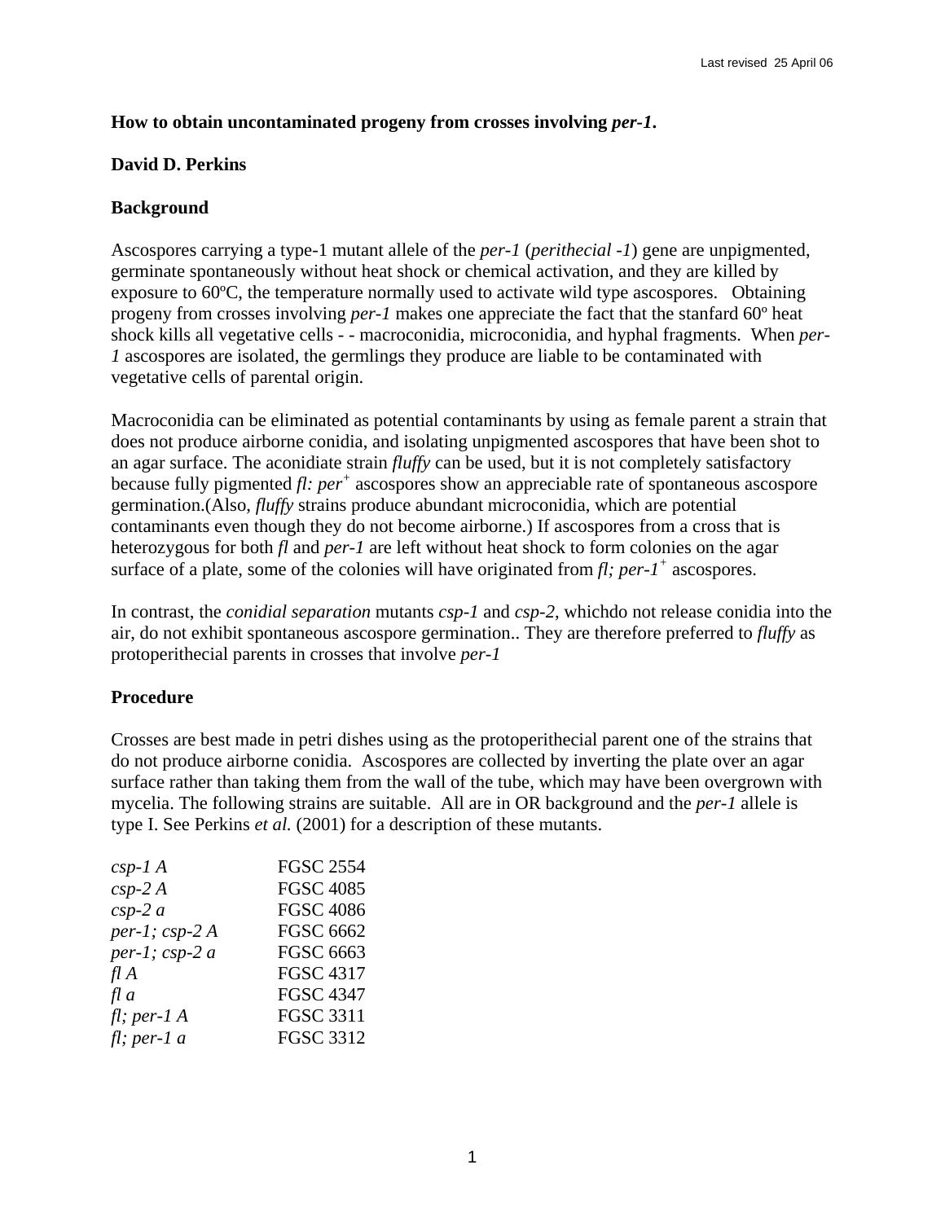Last revised 25 April 06

**How to obtain uncontaminated progeny from crosses involving *per-1*.**

**David D. Perkins**

## Background

Ascospores carrying a type-1 mutant allele of the *per-1* (*perithecial -1*) gene are unpigmented, germinate spontaneously without heat shock or chemical activation, and they are killed by exposure to 60ºC, the temperature normally used to activate wild type ascospores. Obtaining progeny from crosses involving *per-1* makes one appreciate the fact that the stanfard 60º heat shock kills all vegetative cells - - macroconidia, microconidia, and hyphal fragments. When *per-1* ascospores are isolated, the germlings they produce are liable to be contaminated with vegetative cells of parental origin.

Macroconidia can be eliminated as potential contaminants by using as female parent a strain that does not produce airborne conidia, and isolating unpigmented ascospores that have been shot to an agar surface. The aconidiate strain *fluffy* can be used, but it is not completely satisfactory because fully pigmented *fl: per*$^+$ ascospores show an appreciable rate of spontaneous ascospore germination.(Also, *fluffy* strains produce abundant microconidia, which are potential contaminants even though they do not become airborne.) If ascospores from a cross that is heterozygous for both *fl* and *per-1* are left without heat shock to form colonies on the agar surface of a plate, some of the colonies will have originated from *fl; per-1*$^+$ ascospores.

In contrast, the *conidial separation* mutants *csp-1* and *csp-2*, whichdo not release conidia into the air, do not exhibit spontaneous ascospore germination.. They are therefore preferred to *fluffy* as protoperithecial parents in crosses that involve *per-1*

## Procedure

Crosses are best made in petri dishes using as the protoperithecial parent one of the strains that do not produce airborne conidia. Ascospores are collected by inverting the plate over an agar surface rather than taking them from the wall of the tube, which may have been overgrown with mycelia. The following strains are suitable. All are in OR background and the *per-1* allele is type I. See Perkins *et al.* (2001) for a description of these mutants.

| | |
|---|---|
| *csp-1 A* | FGSC 2554 |
| *csp-2 A* | FGSC 4085 |
| *csp-2 a* | FGSC 4086 |
| *per-1; csp-2 A* | FGSC 6662 |
| *per-1; csp-2 a* | FGSC 6663 |
| *fl A* | FGSC 4317 |
| *fl a* | FGSC 4347 |
| *fl; per-1 A* | FGSC 3311 |
| *fl; per-1 a* | FGSC 3312 |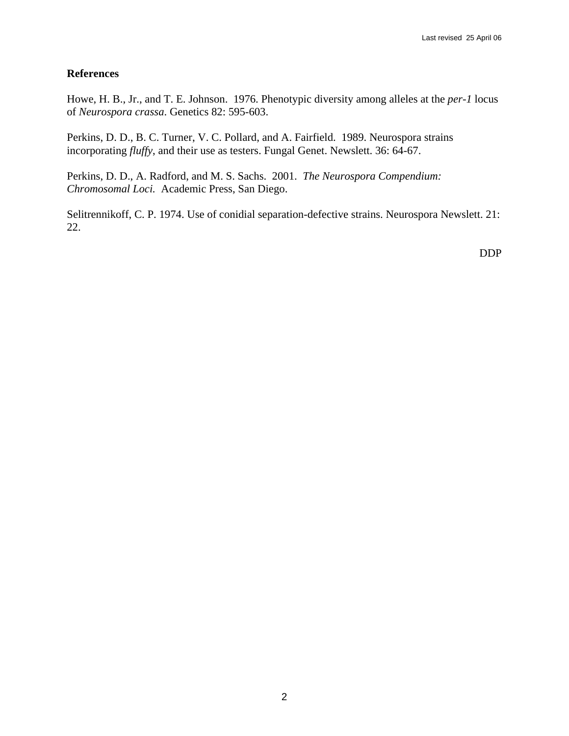**References**

Howe, H. B., Jr., and T. E. Johnson. 1976. Phenotypic diversity among alleles at the *per-1* locus of *Neurospora crassa*. Genetics 82: 595-603.

Perkins, D. D., B. C. Turner, V. C. Pollard, and A. Fairfield. 1989. Neurospora strains incorporating *fluffy*, and their use as testers. Fungal Genet. Newslett. 36: 64-67.

Perkins, D. D., A. Radford, and M. S. Sachs. 2001. *The Neurospora Compendium: Chromosomal Loci.* Academic Press, San Diego.

Selitrennikoff, C. P. 1974. Use of conidial separation-defective strains. Neurospora Newslett. 21: 22.

DDP